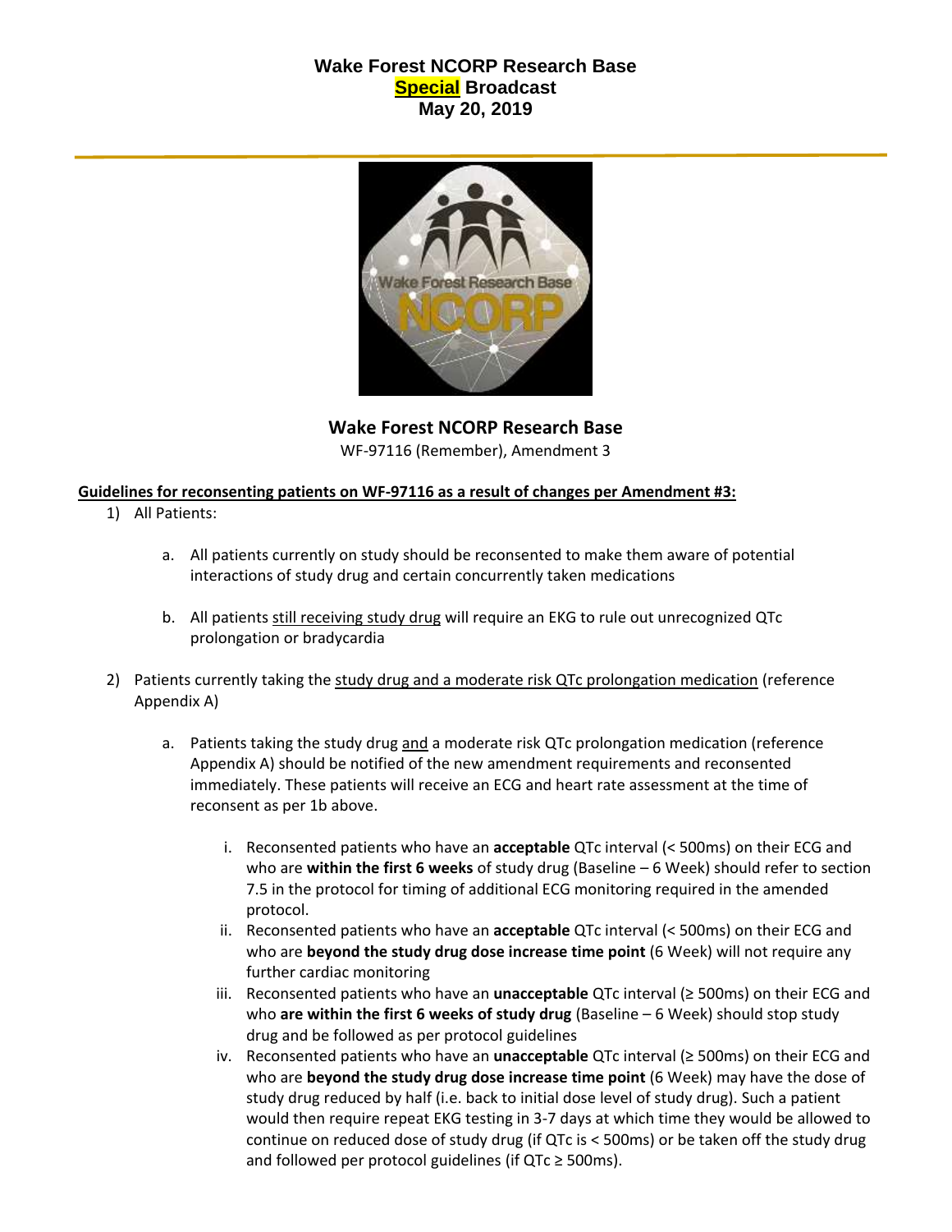# Wake Forest NCORP Research Base
# Special Broadcast
# May 20, 2019

## Wake Forest NCORP Research Base

WF-97116 (Remember), Amendment 3

**Guidelines for reconsenting patients on WF-97116 as a result of changes per Amendment #3:**

1) All Patients:

   a. All patients currently on study should be reconsented to make them aware of potential interactions of study drug and certain concurrently taken medications

   b. All patients still receiving study drug will require an EKG to rule out unrecognized QTc prolongation or bradycardia

2) Patients currently taking the study drug and a moderate risk QTc prolongation medication (reference Appendix A)

   a. Patients taking the study drug and a moderate risk QTc prolongation medication (reference Appendix A) should be notified of the new amendment requirements and reconsented immediately. These patients will receive an ECG and heart rate assessment at the time of reconsent as per 1b above.

      i. Reconsented patients who have an **acceptable** QTc interval (< 500ms) on their ECG and who are **within the first 6 weeks** of study drug (Baseline – 6 Week) should refer to section 7.5 in the protocol for timing of additional ECG monitoring required in the amended protocol.

      ii. Reconsented patients who have an **acceptable** QTc interval (< 500ms) on their ECG and who are **beyond the study drug dose increase time point** (6 Week) will not require any further cardiac monitoring

      iii. Reconsented patients who have an **unacceptable** QTc interval (≥ 500ms) on their ECG and who **are within the first 6 weeks of study drug** (Baseline – 6 Week) should stop study drug and be followed as per protocol guidelines

      iv. Reconsented patients who have an **unacceptable** QTc interval (≥ 500ms) on their ECG and who are **beyond the study drug dose increase time point** (6 Week) may have the dose of study drug reduced by half (i.e. back to initial dose level of study drug). Such a patient would then require repeat EKG testing in 3-7 days at which time they would be allowed to continue on reduced dose of study drug (if QTc is < 500ms) or be taken off the study drug and followed per protocol guidelines (if QTc ≥ 500ms).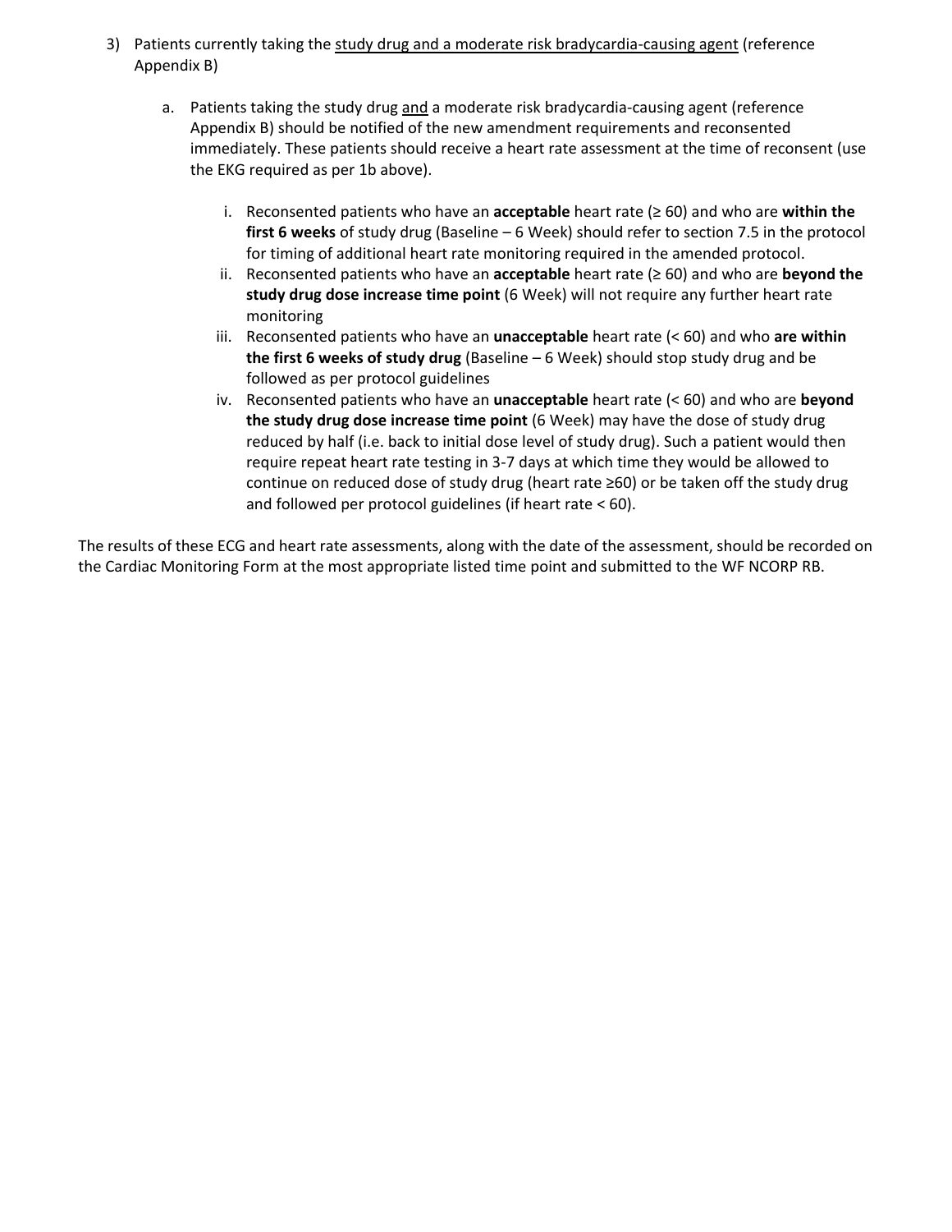3) Patients currently taking the <u>study drug and a moderate risk bradycardia-causing agent</u> (reference Appendix B)

    a. Patients taking the study drug <u>and</u> a moderate risk bradycardia-causing agent (reference Appendix B) should be notified of the new amendment requirements and reconsented immediately. These patients should receive a heart rate assessment at the time of reconsent (use the EKG required as per 1b above).

        i. Reconsented patients who have an **acceptable** heart rate (≥ 60) and who are **within the first 6 weeks** of study drug (Baseline – 6 Week) should refer to section 7.5 in the protocol for timing of additional heart rate monitoring required in the amended protocol.

        ii. Reconsented patients who have an **acceptable** heart rate (≥ 60) and who are **beyond the study drug dose increase time point** (6 Week) will not require any further heart rate monitoring

        iii. Reconsented patients who have an **unacceptable** heart rate (< 60) and who **are within the first 6 weeks of study drug** (Baseline – 6 Week) should stop study drug and be followed as per protocol guidelines

        iv. Reconsented patients who have an **unacceptable** heart rate (< 60) and who are **beyond the study drug dose increase time point** (6 Week) may have the dose of study drug reduced by half (i.e. back to initial dose level of study drug). Such a patient would then require repeat heart rate testing in 3-7 days at which time they would be allowed to continue on reduced dose of study drug (heart rate ≥60) or be taken off the study drug and followed per protocol guidelines (if heart rate < 60).

The results of these ECG and heart rate assessments, along with the date of the assessment, should be recorded on the Cardiac Monitoring Form at the most appropriate listed time point and submitted to the WF NCORP RB.